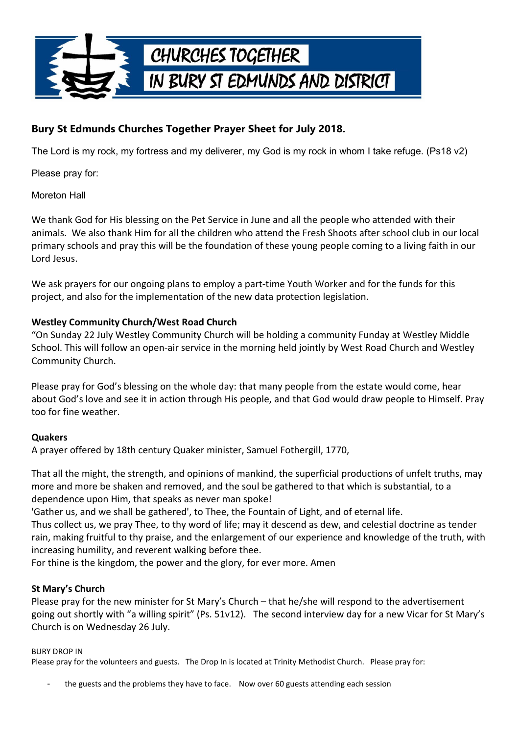# CHURCHES TOGETHER IN BURY ST EDMUNDS AND DISTRICT

**Bury St Edmunds Churches Together Prayer Sheet for July 2018.**

The Lord is my rock, my fortress and my deliverer, my God is my rock in whom I take refuge. (Ps18 v2)

Please pray for:

Moreton Hall

We thank God for His blessing on the Pet Service in June and all the people who attended with their animals. We also thank Him for all the children who attend the Fresh Shoots after school club in our local primary schools and pray this will be the foundation of these young people coming to a living faith in our Lord Jesus.

We ask prayers for our ongoing plans to employ a part-time Youth Worker and for the funds for this project, and also for the implementation of the new data protection legislation.

**Westley Community Church/West Road Church**

"On Sunday 22 July Westley Community Church will be holding a community Funday at Westley Middle School. This will follow an open-air service in the morning held jointly by West Road Church and Westley Community Church.

Please pray for God's blessing on the whole day: that many people from the estate would come, hear about God's love and see it in action through His people, and that God would draw people to Himself. Pray too for fine weather.

**Quakers**

A prayer offered by 18th century Quaker minister, Samuel Fothergill, 1770,

That all the might, the strength, and opinions of mankind, the superficial productions of unfelt truths, may more and more be shaken and removed, and the soul be gathered to that which is substantial, to a dependence upon Him, that speaks as never man spoke!

'Gather us, and we shall be gathered', to Thee, the Fountain of Light, and of eternal life.

Thus collect us, we pray Thee, to thy word of life; may it descend as dew, and celestial doctrine as tender rain, making fruitful to thy praise, and the enlargement of our experience and knowledge of the truth, with increasing humility, and reverent walking before thee.

For thine is the kingdom, the power and the glory, for ever more. Amen

**St Mary's Church**

Please pray for the new minister for St Mary's Church – that he/she will respond to the advertisement going out shortly with "a willing spirit" (Ps. 51v12). The second interview day for a new Vicar for St Mary's Church is on Wednesday 26 July.

BURY DROP IN

Please pray for the volunteers and guests. The Drop In is located at Trinity Methodist Church. Please pray for:

- the guests and the problems they have to face. Now over 60 guests attending each session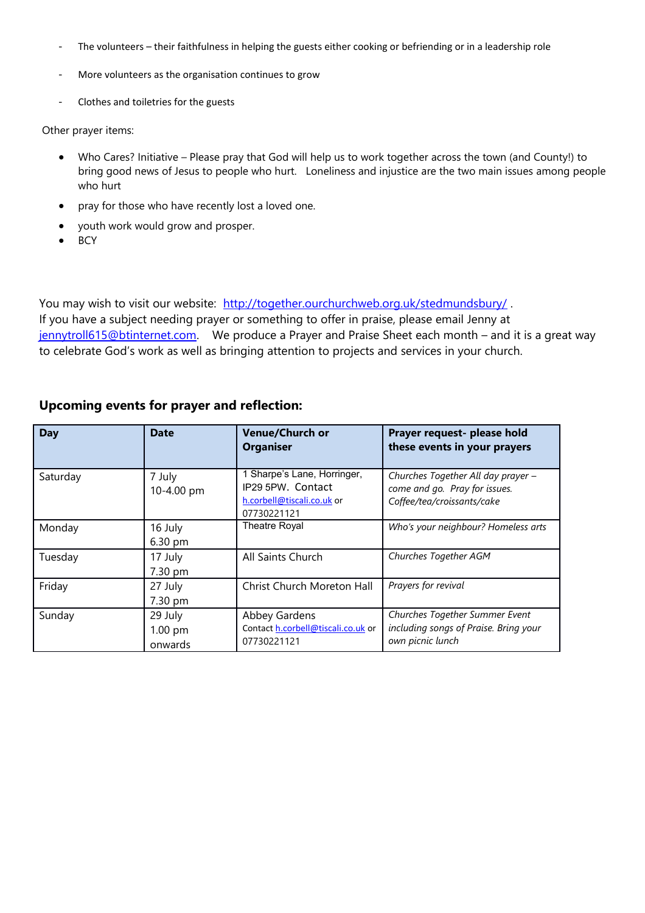- The volunteers – their faithfulness in helping the guests either cooking or befriending or in a leadership role
- More volunteers as the organisation continues to grow
- Clothes and toiletries for the guests

Other prayer items:

- Who Cares? Initiative – Please pray that God will help us to work together across the town (and County!) to bring good news of Jesus to people who hurt. Loneliness and injustice are the two main issues among people who hurt
- pray for those who have recently lost a loved one.
- youth work would grow and prosper.
- BCY

You may wish to visit our website: http://together.ourchurchweb.org.uk/stedmundsbury/ .
If you have a subject needing prayer or something to offer in praise, please email Jenny at jennytroll615@btinternet.com. We produce a Prayer and Praise Sheet each month – and it is a great way to celebrate God's work as well as bringing attention to projects and services in your church.

## Upcoming events for prayer and reflection:

| Day | Date | Venue/Church or Organiser | Prayer request- please hold these events in your prayers |
|---|---|---|---|
| Saturday | 7 July<br>10-4.00 pm | 1 Sharpe's Lane, Horringer, IP29 5PW. Contact h.corbell@tiscali.co.uk or 07730221121 | *Churches Together All day prayer – come and go. Pray for issues. Coffee/tea/croissants/cake* |
| Monday | 16 July<br>6.30 pm | Theatre Royal | *Who's your neighbour? Homeless arts* |
| Tuesday | 17 July<br>7.30 pm | All Saints Church | *Churches Together AGM* |
| Friday | 27 July<br>7.30 pm | Christ Church Moreton Hall | *Prayers for revival* |
| Sunday | 29 July<br>1.00 pm onwards | Abbey Gardens<br>Contact h.corbell@tiscali.co.uk or 07730221121 | *Churches Together Summer Event including songs of Praise. Bring your own picnic lunch* |